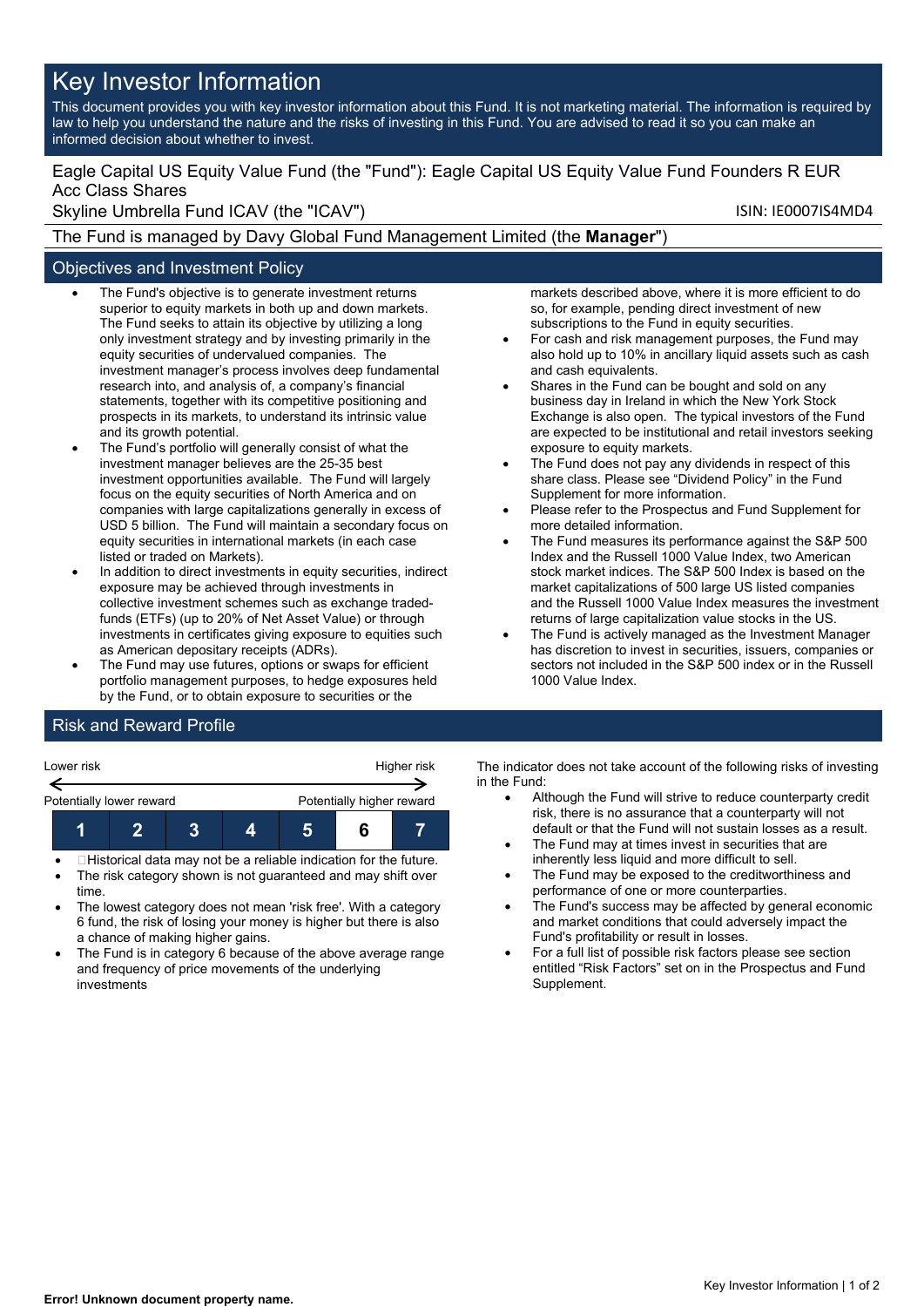# Key Investor Information

This document provides you with key investor information about this Fund. It is not marketing material. The information is required by law to help you understand the nature and the risks of investing in this Fund. You are advised to read it so you can make an informed decision about whether to invest.

Eagle Capital US Equity Value Fund (the "Fund"): Eagle Capital US Equity Value Fund Founders R EUR Acc Class Shares

Skyline Umbrella Fund ICAV (the "ICAV") ISIN: IE0007IS4MD4

The Fund is managed by Davy Global Fund Management Limited (the **Manager**")

## Objectives and Investment Policy

- The Fund's objective is to generate investment returns superior to equity markets in both up and down markets. The Fund seeks to attain its objective by utilizing a long only investment strategy and by investing primarily in the equity securities of undervalued companies. The investment manager's process involves deep fundamental research into, and analysis of, a company's financial statements, together with its competitive positioning and prospects in its markets, to understand its intrinsic value and its growth potential.
- The Fund's portfolio will generally consist of what the investment manager believes are the 25-35 best investment opportunities available. The Fund will largely focus on the equity securities of North America and on companies with large capitalizations generally in excess of USD 5 billion. The Fund will maintain a secondary focus on equity securities in international markets (in each case listed or traded on Markets).
- In addition to direct investments in equity securities, indirect exposure may be achieved through investments in collective investment schemes such as exchange traded-funds (ETFs) (up to 20% of Net Asset Value) or through investments in certificates giving exposure to equities such as American depositary receipts (ADRs).
- The Fund may use futures, options or swaps for efficient portfolio management purposes, to hedge exposures held by the Fund, or to obtain exposure to securities or the markets described above, where it is more efficient to do so, for example, pending direct investment of new subscriptions to the Fund in equity securities.
- For cash and risk management purposes, the Fund may also hold up to 10% in ancillary liquid assets such as cash and cash equivalents.
- Shares in the Fund can be bought and sold on any business day in Ireland in which the New York Stock Exchange is also open. The typical investors of the Fund are expected to be institutional and retail investors seeking exposure to equity markets.
- The Fund does not pay any dividends in respect of this share class. Please see "Dividend Policy" in the Fund Supplement for more information.
- Please refer to the Prospectus and Fund Supplement for more detailed information.
- The Fund measures its performance against the S&P 500 Index and the Russell 1000 Value Index, two American stock market indices. The S&P 500 Index is based on the market capitalizations of 500 large US listed companies and the Russell 1000 Value Index measures the investment returns of large capitalization value stocks in the US.
- The Fund is actively managed as the Investment Manager has discretion to invest in securities, issuers, companies or sectors not included in the S&P 500 index or in the Russell 1000 Value Index.

## Risk and Reward Profile

| Lower risk | | | | | | Higher risk |
|---|---|---|---|---|---|---|
| Potentially lower reward | | | | | | Potentially higher reward |
| 1 | 2 | 3 | 4 | 5 | **6** | 7 |

- Historical data may not be a reliable indication for the future.
- The risk category shown is not guaranteed and may shift over time.
- The lowest category does not mean 'risk free'. With a category 6 fund, the risk of losing your money is higher but there is also a chance of making higher gains.
- The Fund is in category 6 because of the above average range and frequency of price movements of the underlying investments

The indicator does not take account of the following risks of investing in the Fund:

- Although the Fund will strive to reduce counterparty credit risk, there is no assurance that a counterparty will not default or that the Fund will not sustain losses as a result.
- The Fund may at times invest in securities that are inherently less liquid and more difficult to sell.
- The Fund may be exposed to the creditworthiness and performance of one or more counterparties.
- The Fund's success may be affected by general economic and market conditions that could adversely impact the Fund's profitability or result in losses.
- For a full list of possible risk factors please see section entitled "Risk Factors" set on in the Prospectus and Fund Supplement.

**Error! Unknown document property name.**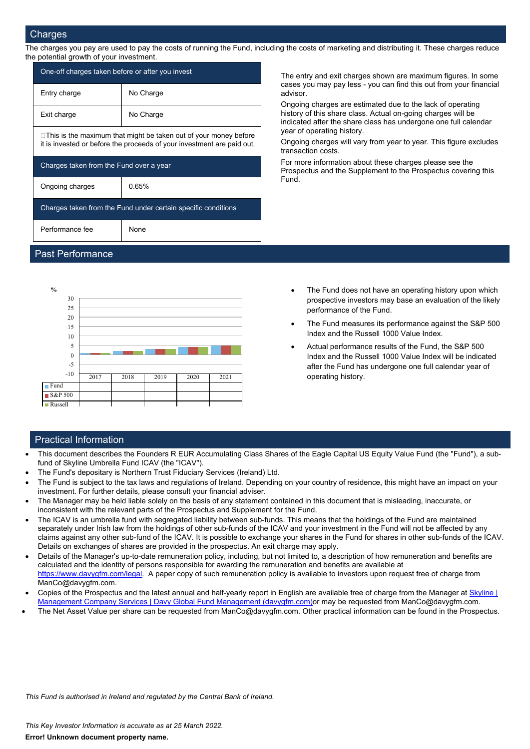## Charges

The charges you pay are used to pay the costs of running the Fund, including the costs of marketing and distributing it. These charges reduce the potential growth of your investment.

| One-off charges taken before or after you invest | |
|---|---|
| Entry charge | No Charge |
| Exit charge | No Charge |
| This is the maximum that might be taken out of your money before it is invested or before the proceeds of your investment are paid out. | |
| **Charges taken from the Fund over a year** | |
| Ongoing charges | 0.65% |
| **Charges taken from the Fund under certain specific conditions** | |
| Performance fee | None |

The entry and exit charges shown are maximum figures. In some cases you may pay less - you can find this out from your financial advisor.

Ongoing charges are estimated due to the lack of operating history of this share class. Actual on-going charges will be indicated after the share class has undergone one full calendar year of operating history.

Ongoing charges will vary from year to year. This figure excludes transaction costs.

For more information about these charges please see the Prospectus and the Supplement to the Prospectus covering this Fund.

## Past Performance

%
30
25
20
15
10
5
0
-5
-10
2017
2018
2019
2020
2021
Fund
S&P 500
Russell

- The Fund does not have an operating history upon which prospective investors may base an evaluation of the likely performance of the Fund.
- The Fund measures its performance against the S&P 500 Index and the Russell 1000 Value Index.
- Actual performance results of the Fund, the S&P 500 Index and the Russell 1000 Value Index will be indicated after the Fund has undergone one full calendar year of operating history.

## Practical Information

- This document describes the Founders R EUR Accumulating Class Shares of the Eagle Capital US Equity Value Fund (the "Fund"), a sub-fund of Skyline Umbrella Fund ICAV (the "ICAV").
- The Fund's depositary is Northern Trust Fiduciary Services (Ireland) Ltd.
- The Fund is subject to the tax laws and regulations of Ireland. Depending on your country of residence, this might have an impact on your investment. For further details, please consult your financial adviser.
- The Manager may be held liable solely on the basis of any statement contained in this document that is misleading, inaccurate, or inconsistent with the relevant parts of the Prospectus and Supplement for the Fund.
- The ICAV is an umbrella fund with segregated liability between sub-funds. This means that the holdings of the Fund are maintained separately under Irish law from the holdings of other sub-funds of the ICAV and your investment in the Fund will not be affected by any claims against any other sub-fund of the ICAV. It is possible to exchange your shares in the Fund for shares in other sub-funds of the ICAV. Details on exchanges of shares are provided in the prospectus. An exit charge may apply.
- Details of the Manager's up-to-date remuneration policy, including, but not limited to, a description of how remuneration and benefits are calculated and the identity of persons responsible for awarding the remuneration and benefits are available at https://www.davygfm.com/legal. A paper copy of such remuneration policy is available to investors upon request free of charge from ManCo@davygfm.com.
- Copies of the Prospectus and the latest annual and half-yearly report in English are available free of charge from the Manager at Skyline | Management Company Services | Davy Global Fund Management (davygfm.com)or may be requested from ManCo@davygfm.com.
- The Net Asset Value per share can be requested from ManCo@davygfm.com. Other practical information can be found in the Prospectus.

*This Fund is authorised in Ireland and regulated by the Central Bank of Ireland.*

*This Key Investor Information is accurate as at 25 March 2022.*

**Error! Unknown document property name.**